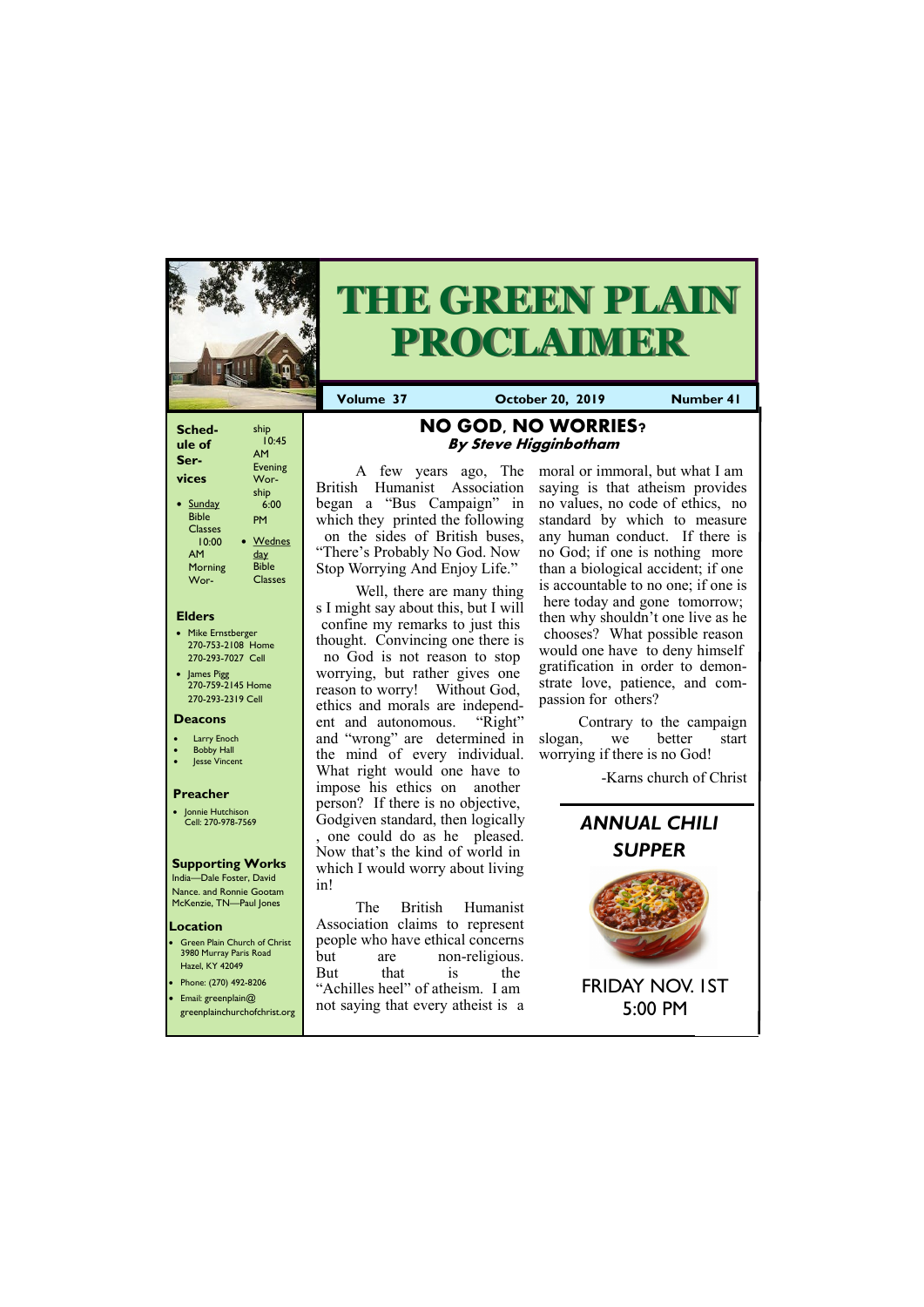# THE GREEN PLAIN PROCLAIMER

**Volume 37** **October 20, 2019** **Number 41**

### Schedule of Services

- Sunday Bible Classes 10:00 AM Morning Worship 10:45 AM Evening Worship 6:00 PM
- Wednesday Bible Classes

### Elders

- Mike Ernstberger 270-753-2108 Home 270-293-7027 Cell
- James Pigg 270-759-2145 Home 270-293-2319 Cell

### Deacons

- Larry Enoch
- Bobby Hall
- Jesse Vincent

### Preacher

- Jonnie Hutchison Cell: 270-978-7569

### Supporting Works

India—Dale Foster, David Nance. and Ronnie Gootam McKenzie, TN—Paul Jones

### Location

- Green Plain Church of Christ 3980 Murray Paris Road Hazel, KY 42049
- Phone: (270) 492-8206
- Email: greenplain@greenplainchurchofchrist.org

## NO GOD, NO WORRIES?

***By Steve Higginbotham***

A few years ago, The British Humanist Association began a "Bus Campaign" in which they printed the following on the sides of British buses, "There's Probably No God. Now Stop Worrying And Enjoy Life."

Well, there are many things I might say about this, but I will confine my remarks to just this thought. Convincing one there is no God is not reason to stop worrying, but rather gives one reason to worry! Without God, ethics and morals are independent and autonomous. "Right" and "wrong" are determined in the mind of every individual. What right would one have to impose his ethics on another person? If there is no objective, Godgiven standard, then logically, one could do as he pleased. Now that's the kind of world in which I would worry about living in!

The British Humanist Association claims to represent people who have ethical concerns but are non-religious. But that is the "Achilles heel" of atheism. I am not saying that every atheist is a moral or immoral, but what I am saying is that atheism provides no values, no code of ethics, no standard by which to measure any human conduct. If there is no God; if one is nothing more than a biological accident; if one is accountable to no one; if one is here today and gone tomorrow; then why shouldn't one live as he chooses? What possible reason would one have to deny himself gratification in order to demonstrate love, patience, and compassion for others?

Contrary to the campaign slogan, we better start worrying if there is no God!

-Karns church of Christ

## *ANNUAL CHILI SUPPER*

FRIDAY NOV. 1ST
5:00 PM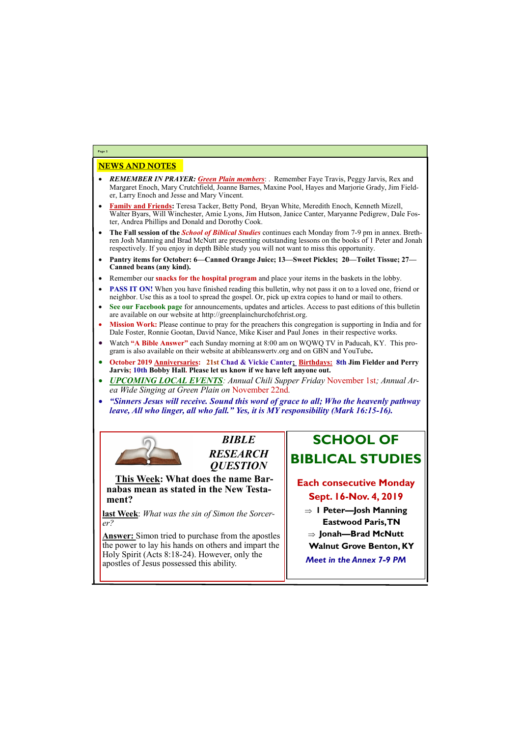## NEWS AND NOTES

- ***REMEMBER IN PRAYER:*** ***Green Plain members***: . Remember Faye Travis, Peggy Jarvis, Rex and Margaret Enoch, Mary Crutchfield, Joanne Barnes, Maxine Pool, Hayes and Marjorie Grady, Jim Fielder, Larry Enoch and Jesse and Mary Vincent.
- **Family and Friends:** Teresa Tacker, Betty Pond, Bryan White, Meredith Enoch, Kenneth Mizell, Walter Byars, Will Winchester, Amie Lyons, Jim Hutson, Janice Canter, Maryanne Pedigrew, Dale Foster, Andrea Phillips and Donald and Dorothy Cook.
- **The Fall session of the** ***School of Biblical Studies*** continues each Monday from 7-9 pm in annex. Brethren Josh Manning and Brad McNutt are presenting outstanding lessons on the books of 1 Peter and Jonah respectively. If you enjoy in depth Bible study you will not want to miss this opportunity.
- **Pantry items for October: 6—Canned Orange Juice; 13—Sweet Pickles; 20—Toilet Tissue; 27—Canned beans (any kind).**
- Remember our **snacks for the hospital program** and place your items in the baskets in the lobby.
- **PASS IT ON!** When you have finished reading this bulletin, why not pass it on to a loved one, friend or neighbor. Use this as a tool to spread the gospel. Or, pick up extra copies to hand or mail to others.
- **See our Facebook page** for announcements, updates and articles. Access to past editions of this bulletin are available on our website at http://greenplainchurchofchrist.org.
- **Mission Work:** Please continue to pray for the preachers this congregation is supporting in India and for Dale Foster, Ronnie Gootan, David Nance, Mike Kiser and Paul Jones in their respective works.
- Watch **"A Bible Answer"** each Sunday morning at 8:00 am on WQWQ TV in Paducah, KY. This program is also available on their website at abibleanswertv.org and on GBN and YouTube**.**
- **October 2019 Anniversaries: 21st Chad & Vickie Canter; Birthdays: 8th Jim Fielder and Perry Jarvis; 10th Bobby Hall. Please let us know if we have left anyone out.**
- ***UPCOMING LOCAL EVENTS****: Annual Chili Supper Friday November 1st; Annual Area Wide Singing at Green Plain on November 22nd.*
- ***"Sinners Jesus will receive. Sound this word of grace to all; Who the heavenly pathway leave, All who linger, all who fall." Yes, it is MY responsibility (Mark 16:15-16).***

### *BIBLE RESEARCH QUESTION*

**This Week: What does the name Barnabas mean as stated in the New Testament?**

**last Week**: *What was the sin of Simon the Sorcerer?*

**Answer:** Simon tried to purchase from the apostles the power to lay his hands on others and impart the Holy Spirit (Acts 8:18-24). However, only the apostles of Jesus possessed this ability.

### SCHOOL OF BIBLICAL STUDIES

**Each consecutive Monday**
**Sept. 16-Nov. 4, 2019**

- ⇒ **I Peter—Josh Manning Eastwood Paris, TN**
- ⇒ **Jonah—Brad McNutt Walnut Grove Benton, KY**

***Meet in the Annex 7-9 PM***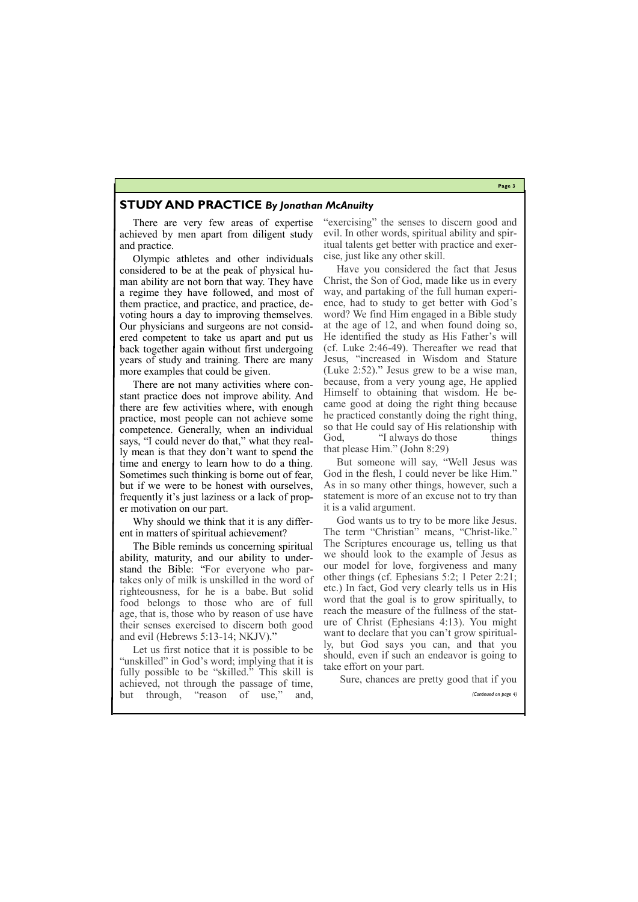## STUDY AND PRACTICE *By Jonathan McAnuilty*

There are very few areas of expertise achieved by men apart from diligent study and practice.

Olympic athletes and other individuals considered to be at the peak of physical human ability are not born that way. They have a regime they have followed, and most of them practice, and practice, and practice, devoting hours a day to improving themselves. Our physicians and surgeons are not considered competent to take us apart and put us back together again without first undergoing years of study and training. There are many more examples that could be given.

There are not many activities where constant practice does not improve ability. And there are few activities where, with enough practice, most people can not achieve some competence. Generally, when an individual says, "I could never do that," what they really mean is that they don't want to spend the time and energy to learn how to do a thing. Sometimes such thinking is borne out of fear, but if we were to be honest with ourselves, frequently it's just laziness or a lack of proper motivation on our part.

Why should we think that it is any different in matters of spiritual achievement?

The Bible reminds us concerning spiritual ability, maturity, and our ability to understand the Bible: "For everyone who partakes only of milk is unskilled in the word of righteousness, for he is a babe. But solid food belongs to those who are of full age, that is, those who by reason of use have their senses exercised to discern both good and evil (Hebrews 5:13-14; NKJV)."

Let us first notice that it is possible to be "unskilled" in God's word; implying that it is fully possible to be "skilled." This skill is achieved, not through the passage of time, but through, "reason of use," and, "exercising" the senses to discern good and evil. In other words, spiritual ability and spiritual talents get better with practice and exercise, just like any other skill.

Have you considered the fact that Jesus Christ, the Son of God, made like us in every way, and partaking of the full human experience, had to study to get better with God's word? We find Him engaged in a Bible study at the age of 12, and when found doing so, He identified the study as His Father's will (cf. Luke 2:46-49). Thereafter we read that Jesus, "increased in Wisdom and Stature (Luke 2:52)." Jesus grew to be a wise man, because, from a very young age, He applied Himself to obtaining that wisdom. He became good at doing the right thing because he practiced constantly doing the right thing, so that He could say of His relationship with God, "I always do those things that please Him." (John 8:29)

But someone will say, "Well Jesus was God in the flesh, I could never be like Him." As in so many other things, however, such a statement is more of an excuse not to try than it is a valid argument.

God wants us to try to be more like Jesus. The term "Christian" means, "Christ-like." The Scriptures encourage us, telling us that we should look to the example of Jesus as our model for love, forgiveness and many other things (cf. Ephesians 5:2; 1 Peter 2:21; etc.) In fact, God very clearly tells us in His word that the goal is to grow spiritually, to reach the measure of the fullness of the stature of Christ (Ephesians 4:13). You might want to declare that you can't grow spiritually, but God says you can, and that you should, even if such an endeavor is going to take effort on your part.

Sure, chances are pretty good that if you

*(Continued on page 4)*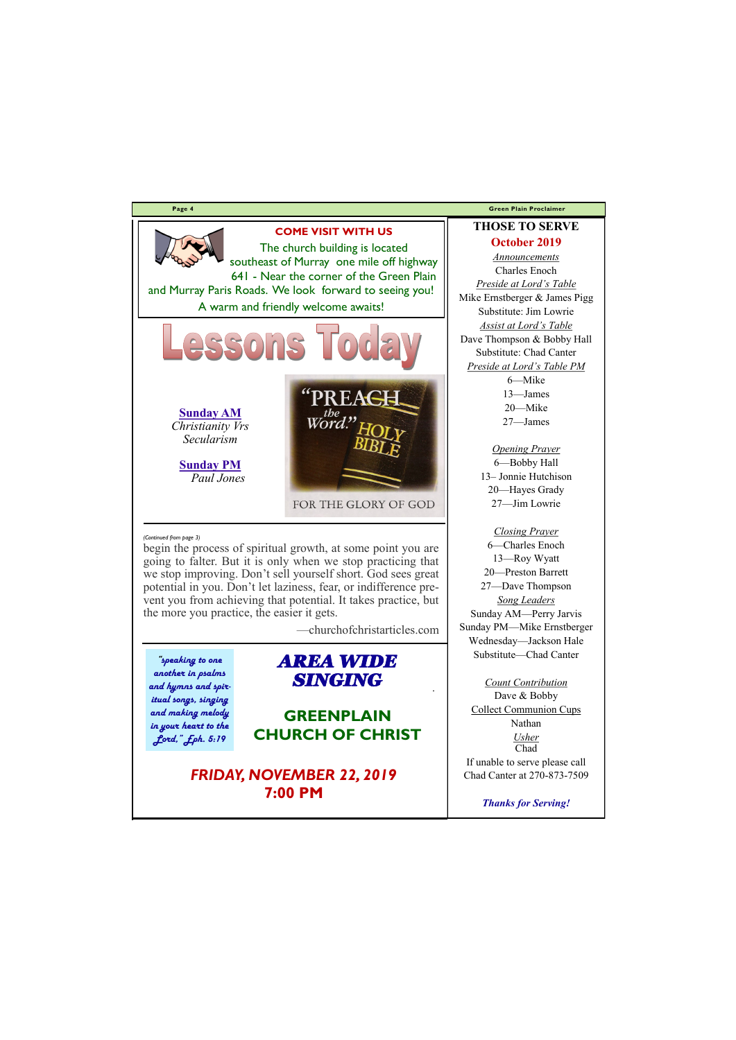## COME VISIT WITH US

The church building is located southeast of Murray one mile off highway 641 - Near the corner of the Green Plain and Murray Paris Roads. We look forward to seeing you! A warm and friendly welcome awaits!

# Lessons Today

**Sunday AM**
*Christianity Vrs Secularism*

**Sunday PM**
*Paul Jones*

"PREACH the Word." HOLY BIBLE

FOR THE GLORY OF GOD

*(Continued from page 3)*

begin the process of spiritual growth, at some point you are going to falter. But it is only when we stop practicing that we stop improving. Don't sell yourself short. God sees great potential in you. Don't let laziness, fear, or indifference prevent you from achieving that potential. It takes practice, but the more you practice, the easier it gets.

—churchofchristarticles.com

*"speaking to one another in psalms and hymns and spiritual songs, singing and making melody in your heart to the Lord," Eph. 5:19*

## AREA WIDE SINGING

## GREENPLAIN CHURCH OF CHRIST

**FRIDAY, NOVEMBER 22, 2019**
**7:00 PM**

## THOSE TO SERVE
### October 2019

*Announcements*
Charles Enoch

*Preside at Lord's Table*
Mike Ernstberger & James Pigg
Substitute: Jim Lowrie

*Assist at Lord's Table*
Dave Thompson & Bobby Hall
Substitute: Chad Canter

*Preside at Lord's Table PM*
6—Mike
13—James
20—Mike
27—James

*Opening Prayer*
6—Bobby Hall
13– Jonnie Hutchison
20—Hayes Grady
27—Jim Lowrie

*Closing Prayer*
6—Charles Enoch
13—Roy Wyatt
20—Preston Barrett
27—Dave Thompson

*Song Leaders*
Sunday AM—Perry Jarvis
Sunday PM—Mike Ernstberger
Wednesday—Jackson Hale
Substitute—Chad Canter

*Count Contribution*
Dave & Bobby

Collect Communion Cups
Nathan

*Usher*
Chad

If unable to serve please call Chad Canter at 270-873-7509

***Thanks for Serving!***